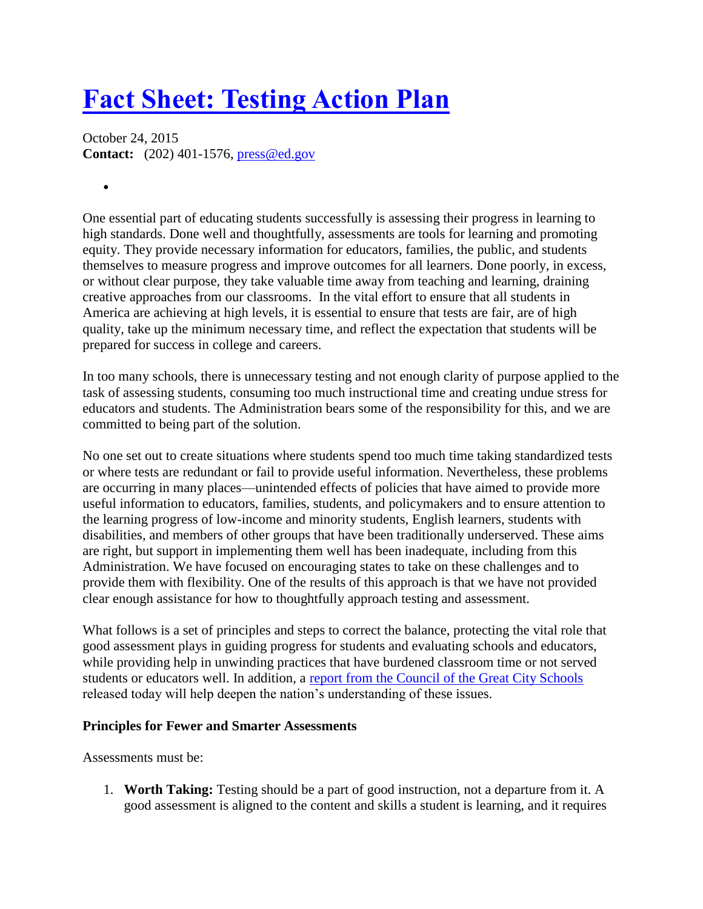# [Fact Sheet: Testing Action Plan]()

October 24, 2015
**Contact:** (202) 401-1576, [press@ed.gov](mailto:press@ed.gov)

- 

One essential part of educating students successfully is assessing their progress in learning to high standards. Done well and thoughtfully, assessments are tools for learning and promoting equity. They provide necessary information for educators, families, the public, and students themselves to measure progress and improve outcomes for all learners. Done poorly, in excess, or without clear purpose, they take valuable time away from teaching and learning, draining creative approaches from our classrooms. In the vital effort to ensure that all students in America are achieving at high levels, it is essential to ensure that tests are fair, are of high quality, take up the minimum necessary time, and reflect the expectation that students will be prepared for success in college and careers.

In too many schools, there is unnecessary testing and not enough clarity of purpose applied to the task of assessing students, consuming too much instructional time and creating undue stress for educators and students. The Administration bears some of the responsibility for this, and we are committed to being part of the solution.

No one set out to create situations where students spend too much time taking standardized tests or where tests are redundant or fail to provide useful information. Nevertheless, these problems are occurring in many places—unintended effects of policies that have aimed to provide more useful information to educators, families, students, and policymakers and to ensure attention to the learning progress of low-income and minority students, English learners, students with disabilities, and members of other groups that have been traditionally underserved. These aims are right, but support in implementing them well has been inadequate, including from this Administration. We have focused on encouraging states to take on these challenges and to provide them with flexibility. One of the results of this approach is that we have not provided clear enough assistance for how to thoughtfully approach testing and assessment.

What follows is a set of principles and steps to correct the balance, protecting the vital role that good assessment plays in guiding progress for students and evaluating schools and educators, while providing help in unwinding practices that have burdened classroom time or not served students or educators well. In addition, a [report from the Council of the Great City Schools]() released today will help deepen the nation's understanding of these issues.

**Principles for Fewer and Smarter Assessments**

Assessments must be:

1. **Worth Taking:** Testing should be a part of good instruction, not a departure from it. A good assessment is aligned to the content and skills a student is learning, and it requires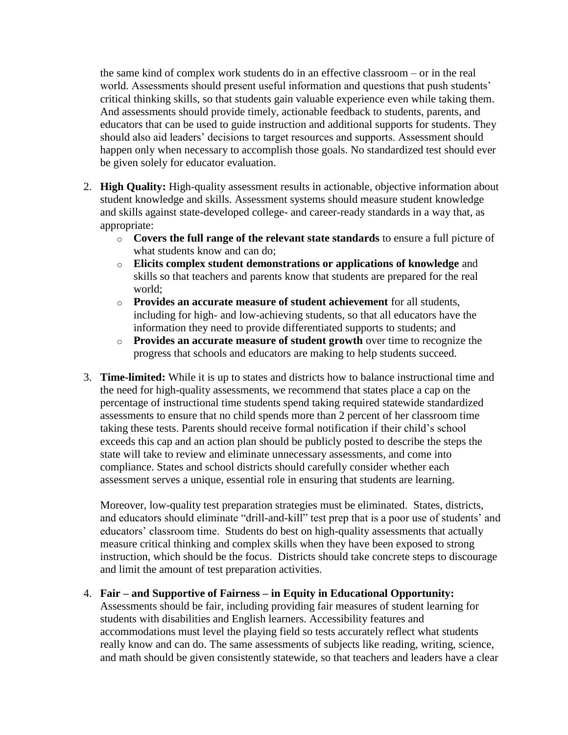the same kind of complex work students do in an effective classroom – or in the real world. Assessments should present useful information and questions that push students' critical thinking skills, so that students gain valuable experience even while taking them. And assessments should provide timely, actionable feedback to students, parents, and educators that can be used to guide instruction and additional supports for students. They should also aid leaders' decisions to target resources and supports. Assessment should happen only when necessary to accomplish those goals. No standardized test should ever be given solely for educator evaluation.

2. **High Quality:** High-quality assessment results in actionable, objective information about student knowledge and skills. Assessment systems should measure student knowledge and skills against state-developed college- and career-ready standards in a way that, as appropriate:
   - **Covers the full range of the relevant state standards** to ensure a full picture of what students know and can do;
   - **Elicits complex student demonstrations or applications of knowledge** and skills so that teachers and parents know that students are prepared for the real world;
   - **Provides an accurate measure of student achievement** for all students, including for high- and low-achieving students, so that all educators have the information they need to provide differentiated supports to students; and
   - **Provides an accurate measure of student growth** over time to recognize the progress that schools and educators are making to help students succeed.

3. **Time-limited:** While it is up to states and districts how to balance instructional time and the need for high-quality assessments, we recommend that states place a cap on the percentage of instructional time students spend taking required statewide standardized assessments to ensure that no child spends more than 2 percent of her classroom time taking these tests. Parents should receive formal notification if their child's school exceeds this cap and an action plan should be publicly posted to describe the steps the state will take to review and eliminate unnecessary assessments, and come into compliance. States and school districts should carefully consider whether each assessment serves a unique, essential role in ensuring that students are learning.

   Moreover, low-quality test preparation strategies must be eliminated. States, districts, and educators should eliminate "drill-and-kill" test prep that is a poor use of students' and educators' classroom time. Students do best on high-quality assessments that actually measure critical thinking and complex skills when they have been exposed to strong instruction, which should be the focus. Districts should take concrete steps to discourage and limit the amount of test preparation activities.

4. **Fair – and Supportive of Fairness – in Equity in Educational Opportunity:** Assessments should be fair, including providing fair measures of student learning for students with disabilities and English learners. Accessibility features and accommodations must level the playing field so tests accurately reflect what students really know and can do. The same assessments of subjects like reading, writing, science, and math should be given consistently statewide, so that teachers and leaders have a clear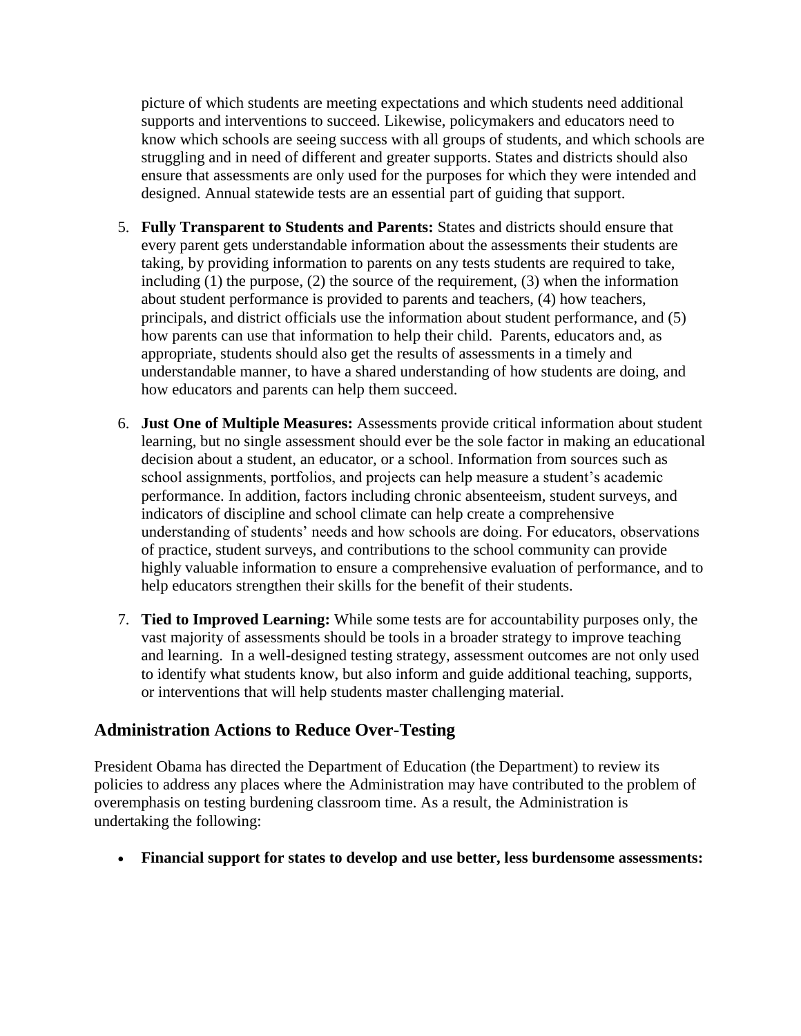picture of which students are meeting expectations and which students need additional supports and interventions to succeed. Likewise, policymakers and educators need to know which schools are seeing success with all groups of students, and which schools are struggling and in need of different and greater supports. States and districts should also ensure that assessments are only used for the purposes for which they were intended and designed. Annual statewide tests are an essential part of guiding that support.

5. **Fully Transparent to Students and Parents:** States and districts should ensure that every parent gets understandable information about the assessments their students are taking, by providing information to parents on any tests students are required to take, including (1) the purpose, (2) the source of the requirement, (3) when the information about student performance is provided to parents and teachers, (4) how teachers, principals, and district officials use the information about student performance, and (5) how parents can use that information to help their child. Parents, educators and, as appropriate, students should also get the results of assessments in a timely and understandable manner, to have a shared understanding of how students are doing, and how educators and parents can help them succeed.

6. **Just One of Multiple Measures:** Assessments provide critical information about student learning, but no single assessment should ever be the sole factor in making an educational decision about a student, an educator, or a school. Information from sources such as school assignments, portfolios, and projects can help measure a student's academic performance. In addition, factors including chronic absenteeism, student surveys, and indicators of discipline and school climate can help create a comprehensive understanding of students' needs and how schools are doing. For educators, observations of practice, student surveys, and contributions to the school community can provide highly valuable information to ensure a comprehensive evaluation of performance, and to help educators strengthen their skills for the benefit of their students.

7. **Tied to Improved Learning:** While some tests are for accountability purposes only, the vast majority of assessments should be tools in a broader strategy to improve teaching and learning. In a well-designed testing strategy, assessment outcomes are not only used to identify what students know, but also inform and guide additional teaching, supports, or interventions that will help students master challenging material.

## Administration Actions to Reduce Over-Testing

President Obama has directed the Department of Education (the Department) to review its policies to address any places where the Administration may have contributed to the problem of overemphasis on testing burdening classroom time. As a result, the Administration is undertaking the following:

- **Financial support for states to develop and use better, less burdensome assessments:**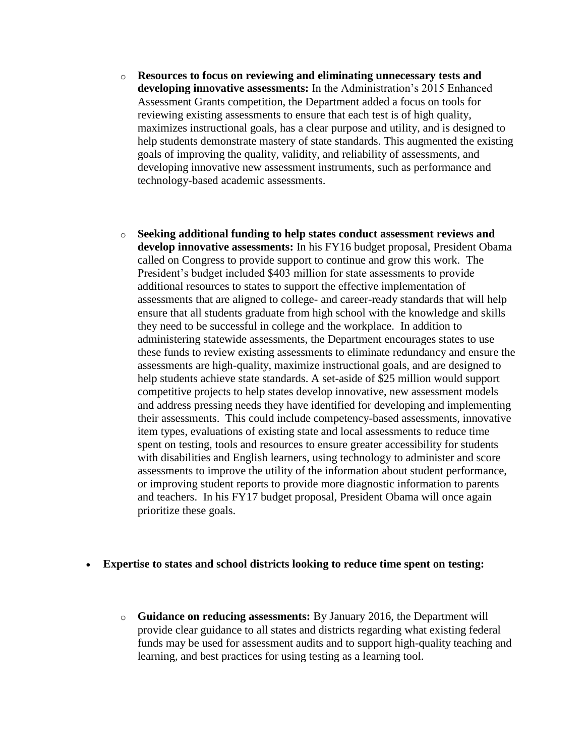- **Resources to focus on reviewing and eliminating unnecessary tests and developing innovative assessments:** In the Administration's 2015 Enhanced Assessment Grants competition, the Department added a focus on tools for reviewing existing assessments to ensure that each test is of high quality, maximizes instructional goals, has a clear purpose and utility, and is designed to help students demonstrate mastery of state standards. This augmented the existing goals of improving the quality, validity, and reliability of assessments, and developing innovative new assessment instruments, such as performance and technology-based academic assessments.

  - **Seeking additional funding to help states conduct assessment reviews and develop innovative assessments:** In his FY16 budget proposal, President Obama called on Congress to provide support to continue and grow this work. The President's budget included $403 million for state assessments to provide additional resources to states to support the effective implementation of assessments that are aligned to college- and career-ready standards that will help ensure that all students graduate from high school with the knowledge and skills they need to be successful in college and the workplace. In addition to administering statewide assessments, the Department encourages states to use these funds to review existing assessments to eliminate redundancy and ensure the assessments are high-quality, maximize instructional goals, and are designed to help students achieve state standards. A set-aside of $25 million would support competitive projects to help states develop innovative, new assessment models and address pressing needs they have identified for developing and implementing their assessments. This could include competency-based assessments, innovative item types, evaluations of existing state and local assessments to reduce time spent on testing, tools and resources to ensure greater accessibility for students with disabilities and English learners, using technology to administer and score assessments to improve the utility of the information about student performance, or improving student reports to provide more diagnostic information to parents and teachers. In his FY17 budget proposal, President Obama will once again prioritize these goals.

- **Expertise to states and school districts looking to reduce time spent on testing:**

  - **Guidance on reducing assessments:** By January 2016, the Department will provide clear guidance to all states and districts regarding what existing federal funds may be used for assessment audits and to support high-quality teaching and learning, and best practices for using testing as a learning tool.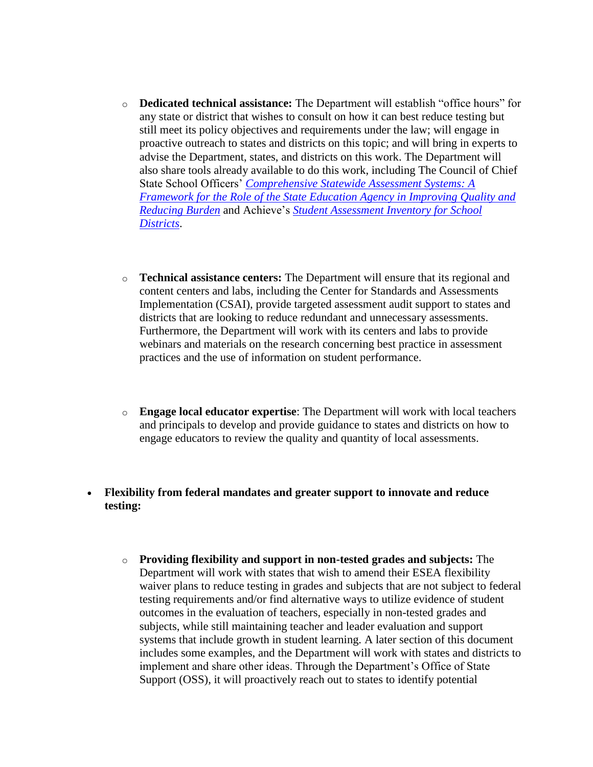- **Dedicated technical assistance:** The Department will establish "office hours" for any state or district that wishes to consult on how it can best reduce testing but still meet its policy objectives and requirements under the law; will engage in proactive outreach to states and districts on this topic; and will bring in experts to advise the Department, states, and districts on this work. The Department will also share tools already available to do this work, including The Council of Chief State School Officers' *Comprehensive Statewide Assessment Systems: A Framework for the Role of the State Education Agency in Improving Quality and Reducing Burden* and Achieve's *Student Assessment Inventory for School Districts*.

  - **Technical assistance centers:** The Department will ensure that its regional and content centers and labs, including the Center for Standards and Assessments Implementation (CSAI), provide targeted assessment audit support to states and districts that are looking to reduce redundant and unnecessary assessments. Furthermore, the Department will work with its centers and labs to provide webinars and materials on the research concerning best practice in assessment practices and the use of information on student performance.

  - **Engage local educator expertise**: The Department will work with local teachers and principals to develop and provide guidance to states and districts on how to engage educators to review the quality and quantity of local assessments.

- **Flexibility from federal mandates and greater support to innovate and reduce testing:**

  - **Providing flexibility and support in non-tested grades and subjects:** The Department will work with states that wish to amend their ESEA flexibility waiver plans to reduce testing in grades and subjects that are not subject to federal testing requirements and/or find alternative ways to utilize evidence of student outcomes in the evaluation of teachers, especially in non-tested grades and subjects, while still maintaining teacher and leader evaluation and support systems that include growth in student learning. A later section of this document includes some examples, and the Department will work with states and districts to implement and share other ideas. Through the Department's Office of State Support (OSS), it will proactively reach out to states to identify potential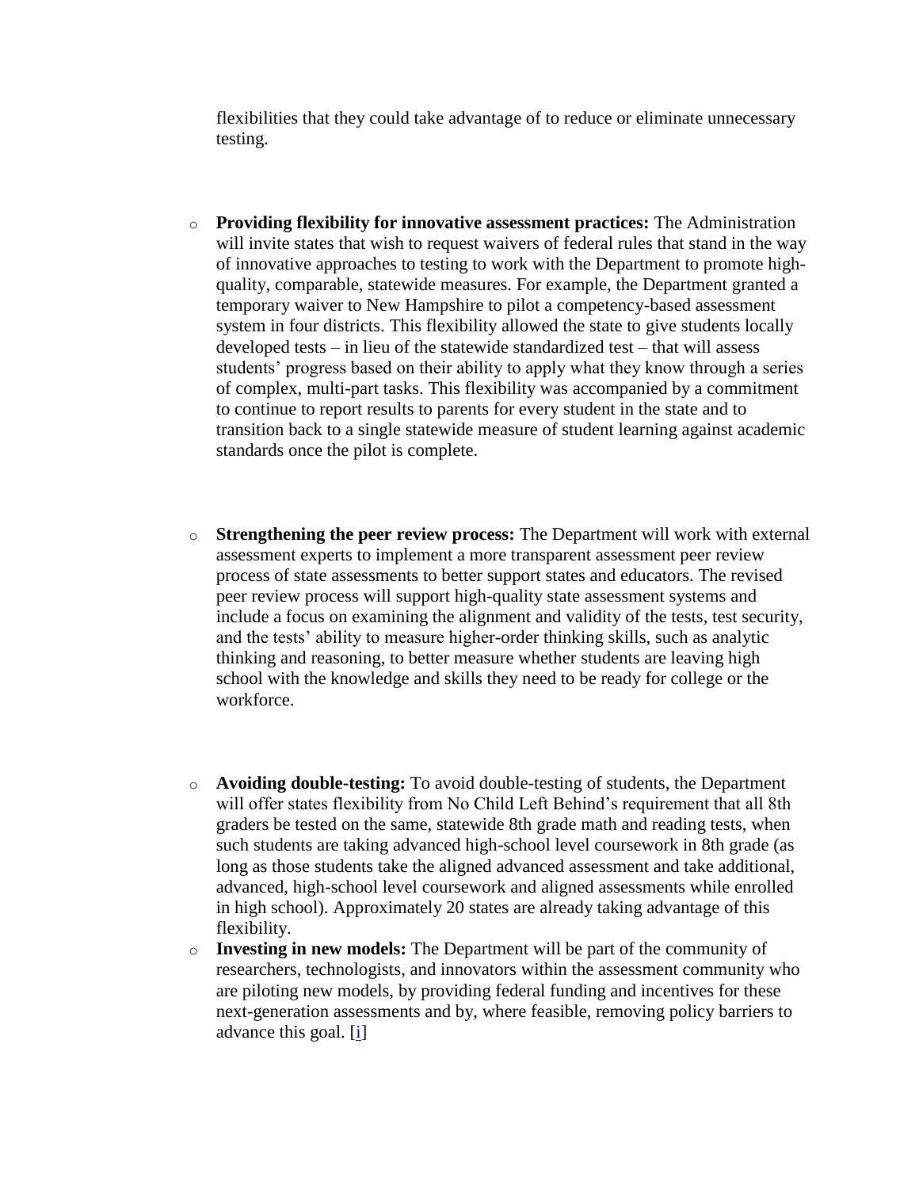flexibilities that they could take advantage of to reduce or eliminate unnecessary testing.

- **Providing flexibility for innovative assessment practices:** The Administration will invite states that wish to request waivers of federal rules that stand in the way of innovative approaches to testing to work with the Department to promote high-quality, comparable, statewide measures. For example, the Department granted a temporary waiver to New Hampshire to pilot a competency-based assessment system in four districts. This flexibility allowed the state to give students locally developed tests – in lieu of the statewide standardized test – that will assess students' progress based on their ability to apply what they know through a series of complex, multi-part tasks. This flexibility was accompanied by a commitment to continue to report results to parents for every student in the state and to transition back to a single statewide measure of student learning against academic standards once the pilot is complete.

- **Strengthening the peer review process:** The Department will work with external assessment experts to implement a more transparent assessment peer review process of state assessments to better support states and educators. The revised peer review process will support high-quality state assessment systems and include a focus on examining the alignment and validity of the tests, test security, and the tests' ability to measure higher-order thinking skills, such as analytic thinking and reasoning, to better measure whether students are leaving high school with the knowledge and skills they need to be ready for college or the workforce.

- **Avoiding double-testing:** To avoid double-testing of students, the Department will offer states flexibility from No Child Left Behind's requirement that all 8th graders be tested on the same, statewide 8th grade math and reading tests, when such students are taking advanced high-school level coursework in 8th grade (as long as those students take the aligned advanced assessment and take additional, advanced, high-school level coursework and aligned assessments while enrolled in high school). Approximately 20 states are already taking advantage of this flexibility.
- **Investing in new models:** The Department will be part of the community of researchers, technologists, and innovators within the assessment community who are piloting new models, by providing federal funding and incentives for these next-generation assessments and by, where feasible, removing policy barriers to advance this goal. [i]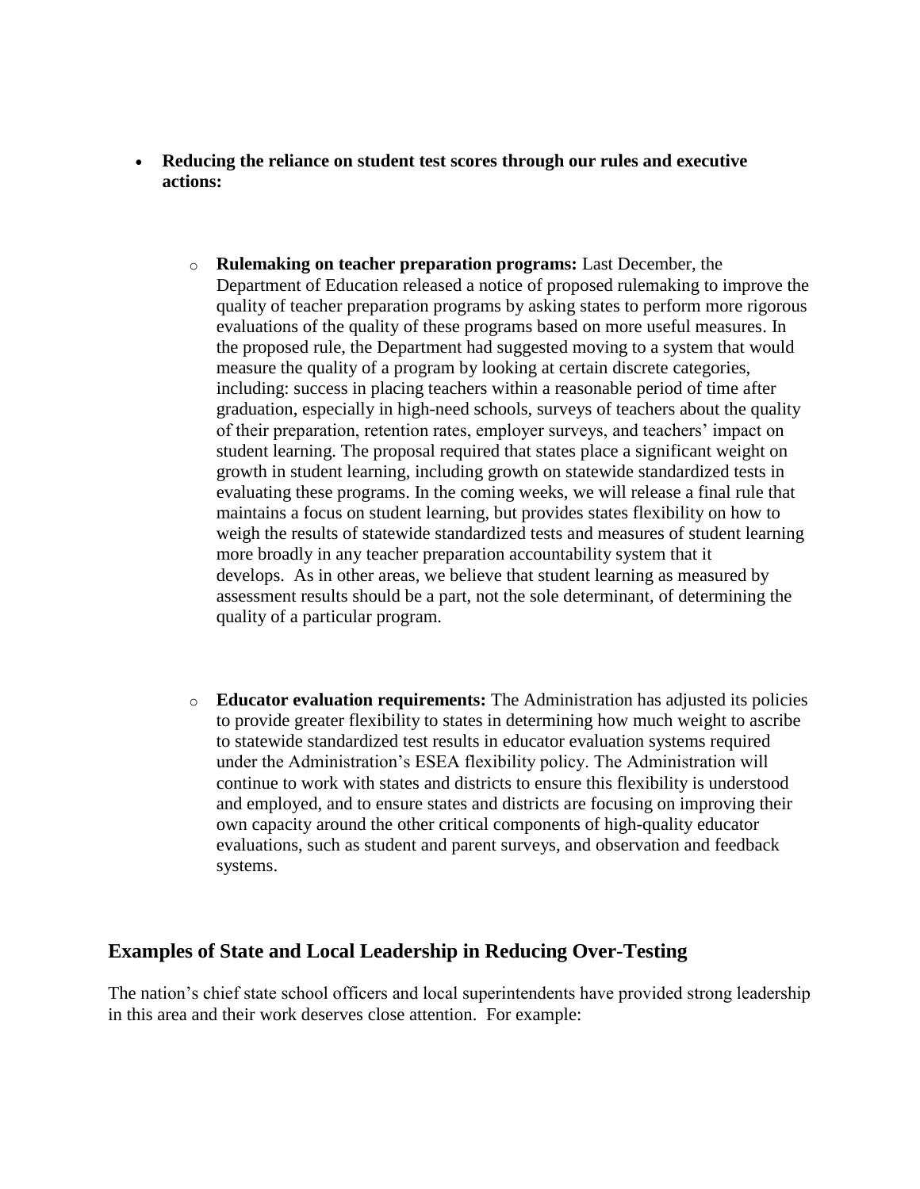- **Reducing the reliance on student test scores through our rules and executive actions:**

  - **Rulemaking on teacher preparation programs:** Last December, the Department of Education released a notice of proposed rulemaking to improve the quality of teacher preparation programs by asking states to perform more rigorous evaluations of the quality of these programs based on more useful measures. In the proposed rule, the Department had suggested moving to a system that would measure the quality of a program by looking at certain discrete categories, including: success in placing teachers within a reasonable period of time after graduation, especially in high-need schools, surveys of teachers about the quality of their preparation, retention rates, employer surveys, and teachers' impact on student learning. The proposal required that states place a significant weight on growth in student learning, including growth on statewide standardized tests in evaluating these programs. In the coming weeks, we will release a final rule that maintains a focus on student learning, but provides states flexibility on how to weigh the results of statewide standardized tests and measures of student learning more broadly in any teacher preparation accountability system that it develops. As in other areas, we believe that student learning as measured by assessment results should be a part, not the sole determinant, of determining the quality of a particular program.

  - **Educator evaluation requirements:** The Administration has adjusted its policies to provide greater flexibility to states in determining how much weight to ascribe to statewide standardized test results in educator evaluation systems required under the Administration's ESEA flexibility policy. The Administration will continue to work with states and districts to ensure this flexibility is understood and employed, and to ensure states and districts are focusing on improving their own capacity around the other critical components of high-quality educator evaluations, such as student and parent surveys, and observation and feedback systems.

## Examples of State and Local Leadership in Reducing Over-Testing

The nation's chief state school officers and local superintendents have provided strong leadership in this area and their work deserves close attention. For example: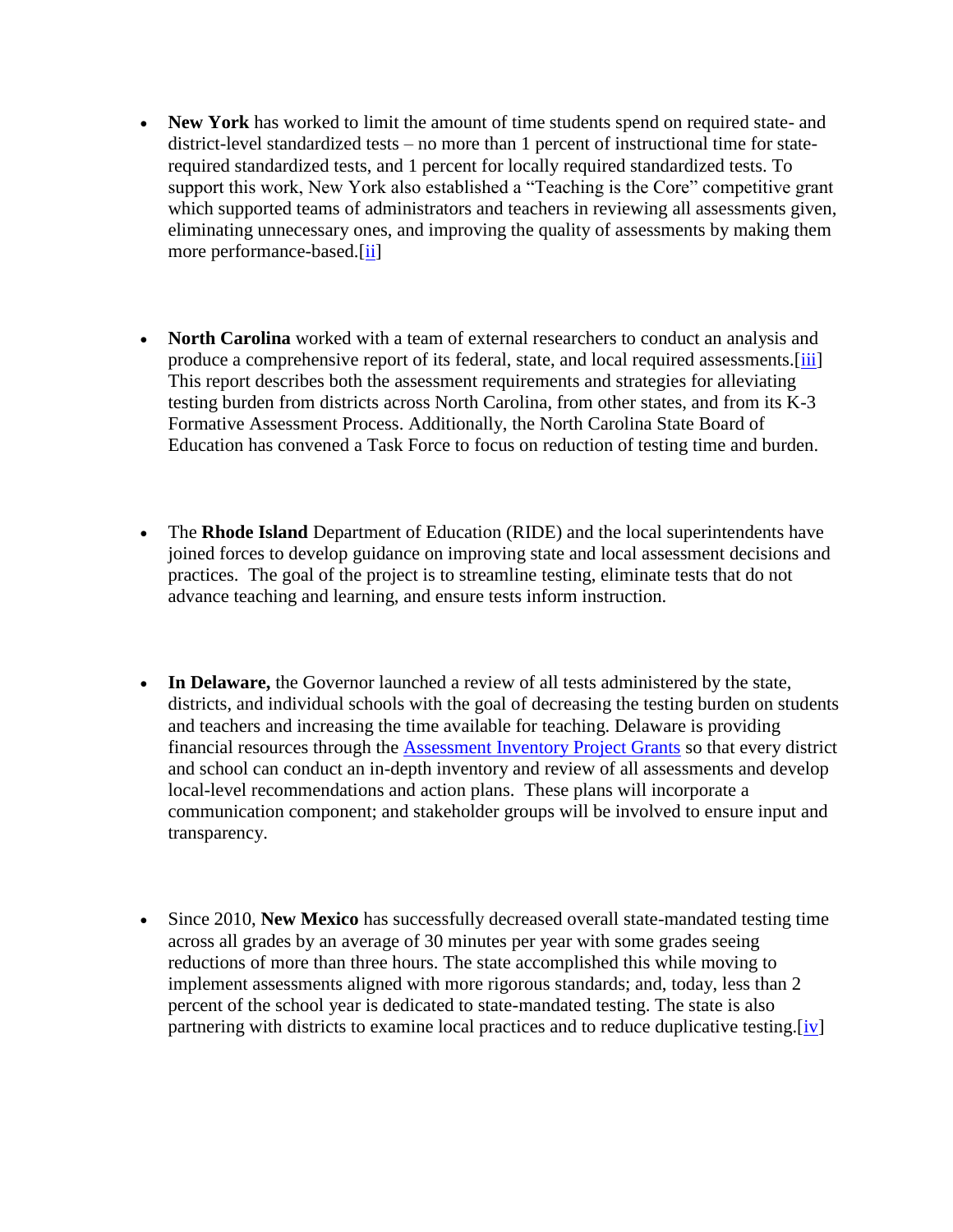- **New York** has worked to limit the amount of time students spend on required state- and district-level standardized tests – no more than 1 percent of instructional time for state-required standardized tests, and 1 percent for locally required standardized tests. To support this work, New York also established a "Teaching is the Core" competitive grant which supported teams of administrators and teachers in reviewing all assessments given, eliminating unnecessary ones, and improving the quality of assessments by making them more performance-based.[ii]

- **North Carolina** worked with a team of external researchers to conduct an analysis and produce a comprehensive report of its federal, state, and local required assessments.[iii] This report describes both the assessment requirements and strategies for alleviating testing burden from districts across North Carolina, from other states, and from its K-3 Formative Assessment Process. Additionally, the North Carolina State Board of Education has convened a Task Force to focus on reduction of testing time and burden.

- The **Rhode Island** Department of Education (RIDE) and the local superintendents have joined forces to develop guidance on improving state and local assessment decisions and practices. The goal of the project is to streamline testing, eliminate tests that do not advance teaching and learning, and ensure tests inform instruction.

- **In Delaware,** the Governor launched a review of all tests administered by the state, districts, and individual schools with the goal of decreasing the testing burden on students and teachers and increasing the time available for teaching. Delaware is providing financial resources through the Assessment Inventory Project Grants so that every district and school can conduct an in-depth inventory and review of all assessments and develop local-level recommendations and action plans. These plans will incorporate a communication component; and stakeholder groups will be involved to ensure input and transparency.

- Since 2010, **New Mexico** has successfully decreased overall state-mandated testing time across all grades by an average of 30 minutes per year with some grades seeing reductions of more than three hours. The state accomplished this while moving to implement assessments aligned with more rigorous standards; and, today, less than 2 percent of the school year is dedicated to state-mandated testing. The state is also partnering with districts to examine local practices and to reduce duplicative testing.[iv]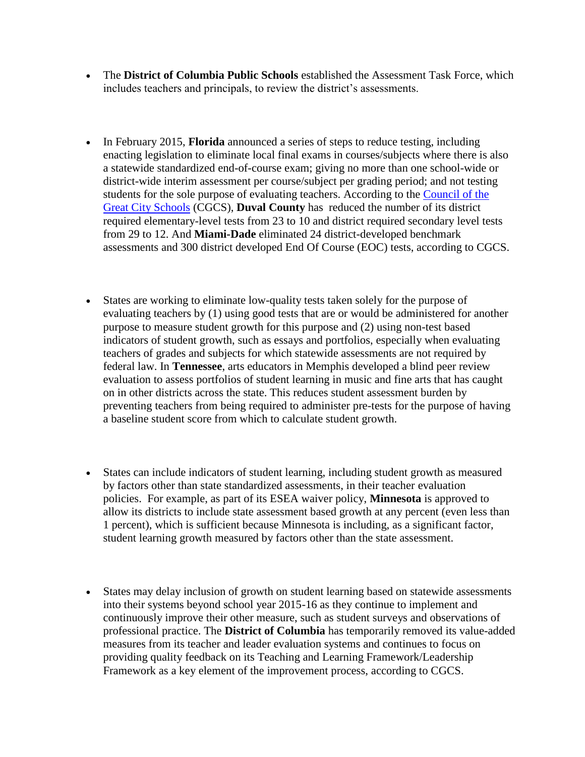- The **District of Columbia Public Schools** established the Assessment Task Force, which includes teachers and principals, to review the district's assessments.

- In February 2015, **Florida** announced a series of steps to reduce testing, including enacting legislation to eliminate local final exams in courses/subjects where there is also a statewide standardized end-of-course exam; giving no more than one school-wide or district-wide interim assessment per course/subject per grading period; and not testing students for the sole purpose of evaluating teachers. According to the Council of the Great City Schools (CGCS), **Duval County** has reduced the number of its district required elementary-level tests from 23 to 10 and district required secondary level tests from 29 to 12. And **Miami-Dade** eliminated 24 district-developed benchmark assessments and 300 district developed End Of Course (EOC) tests, according to CGCS.

- States are working to eliminate low-quality tests taken solely for the purpose of evaluating teachers by (1) using good tests that are or would be administered for another purpose to measure student growth for this purpose and (2) using non-test based indicators of student growth, such as essays and portfolios, especially when evaluating teachers of grades and subjects for which statewide assessments are not required by federal law. In **Tennessee**, arts educators in Memphis developed a blind peer review evaluation to assess portfolios of student learning in music and fine arts that has caught on in other districts across the state. This reduces student assessment burden by preventing teachers from being required to administer pre-tests for the purpose of having a baseline student score from which to calculate student growth.

- States can include indicators of student learning, including student growth as measured by factors other than state standardized assessments, in their teacher evaluation policies. For example, as part of its ESEA waiver policy, **Minnesota** is approved to allow its districts to include state assessment based growth at any percent (even less than 1 percent), which is sufficient because Minnesota is including, as a significant factor, student learning growth measured by factors other than the state assessment.

- States may delay inclusion of growth on student learning based on statewide assessments into their systems beyond school year 2015-16 as they continue to implement and continuously improve their other measure, such as student surveys and observations of professional practice. The **District of Columbia** has temporarily removed its value-added measures from its teacher and leader evaluation systems and continues to focus on providing quality feedback on its Teaching and Learning Framework/Leadership Framework as a key element of the improvement process, according to CGCS.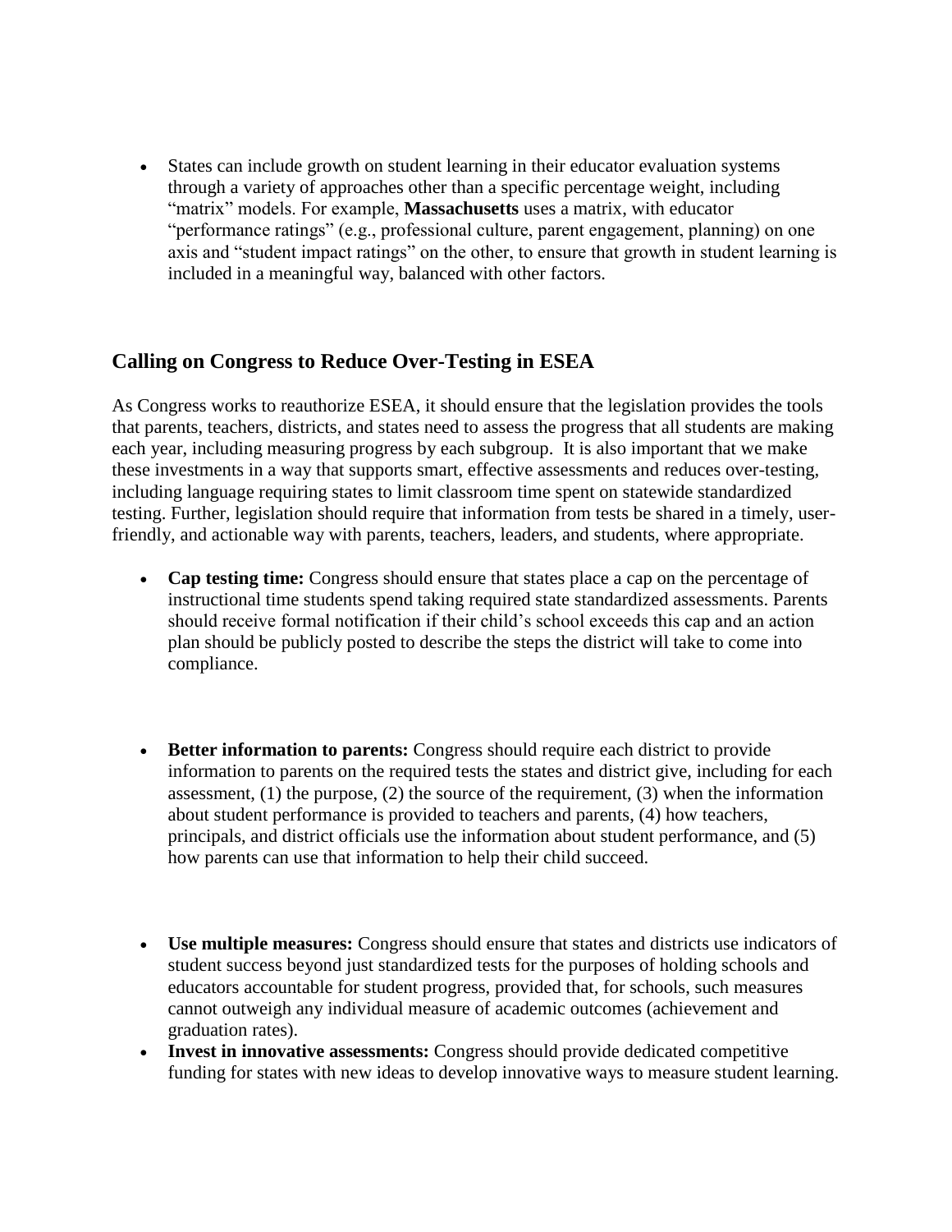- States can include growth on student learning in their educator evaluation systems through a variety of approaches other than a specific percentage weight, including "matrix" models. For example, **Massachusetts** uses a matrix, with educator "performance ratings" (e.g., professional culture, parent engagement, planning) on one axis and "student impact ratings" on the other, to ensure that growth in student learning is included in a meaningful way, balanced with other factors.

## Calling on Congress to Reduce Over-Testing in ESEA

As Congress works to reauthorize ESEA, it should ensure that the legislation provides the tools that parents, teachers, districts, and states need to assess the progress that all students are making each year, including measuring progress by each subgroup. It is also important that we make these investments in a way that supports smart, effective assessments and reduces over-testing, including language requiring states to limit classroom time spent on statewide standardized testing. Further, legislation should require that information from tests be shared in a timely, user-friendly, and actionable way with parents, teachers, leaders, and students, where appropriate.

- **Cap testing time:** Congress should ensure that states place a cap on the percentage of instructional time students spend taking required state standardized assessments. Parents should receive formal notification if their child's school exceeds this cap and an action plan should be publicly posted to describe the steps the district will take to come into compliance.

- **Better information to parents:** Congress should require each district to provide information to parents on the required tests the states and district give, including for each assessment, (1) the purpose, (2) the source of the requirement, (3) when the information about student performance is provided to teachers and parents, (4) how teachers, principals, and district officials use the information about student performance, and (5) how parents can use that information to help their child succeed.

- **Use multiple measures:** Congress should ensure that states and districts use indicators of student success beyond just standardized tests for the purposes of holding schools and educators accountable for student progress, provided that, for schools, such measures cannot outweigh any individual measure of academic outcomes (achievement and graduation rates).
- **Invest in innovative assessments:** Congress should provide dedicated competitive funding for states with new ideas to develop innovative ways to measure student learning.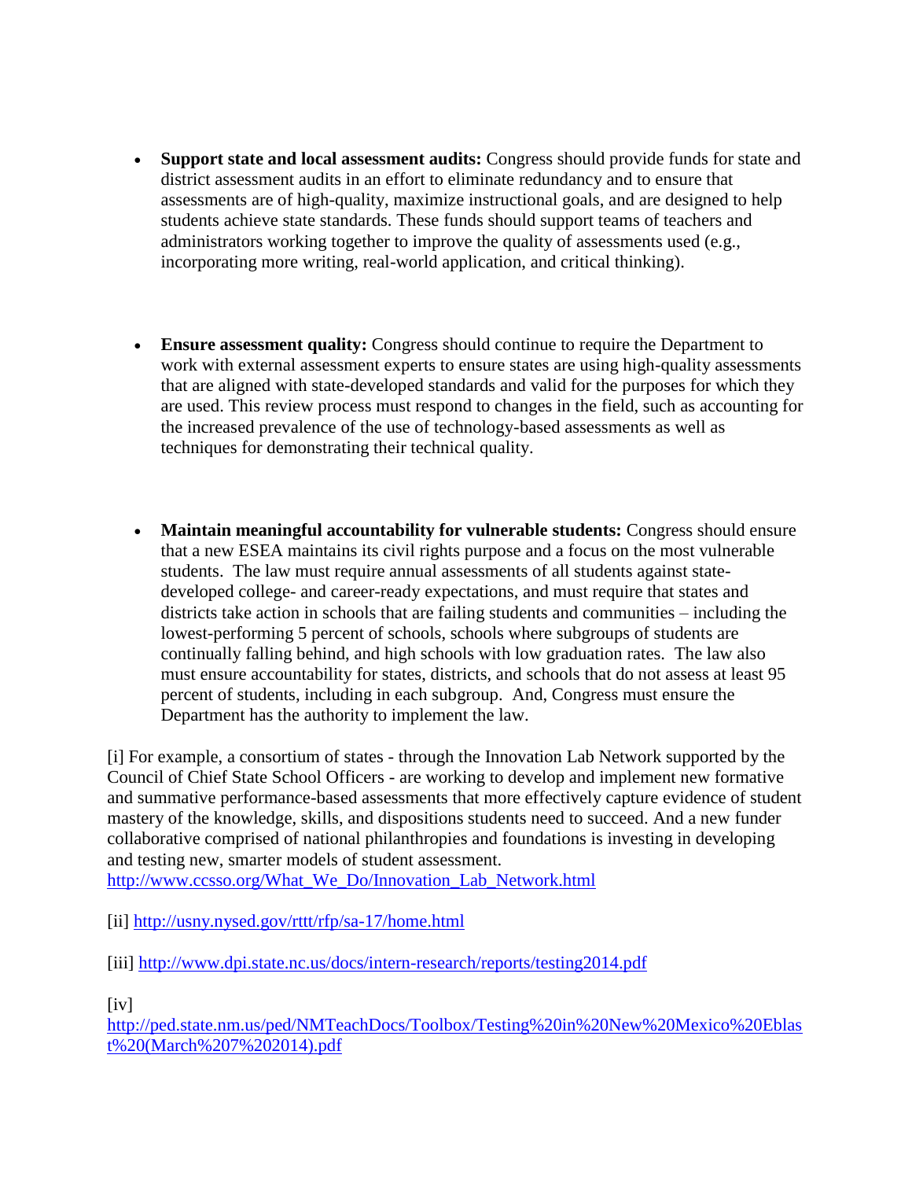- **Support state and local assessment audits:** Congress should provide funds for state and district assessment audits in an effort to eliminate redundancy and to ensure that assessments are of high-quality, maximize instructional goals, and are designed to help students achieve state standards. These funds should support teams of teachers and administrators working together to improve the quality of assessments used (e.g., incorporating more writing, real-world application, and critical thinking).

- **Ensure assessment quality:** Congress should continue to require the Department to work with external assessment experts to ensure states are using high-quality assessments that are aligned with state-developed standards and valid for the purposes for which they are used. This review process must respond to changes in the field, such as accounting for the increased prevalence of the use of technology-based assessments as well as techniques for demonstrating their technical quality.

- **Maintain meaningful accountability for vulnerable students:** Congress should ensure that a new ESEA maintains its civil rights purpose and a focus on the most vulnerable students. The law must require annual assessments of all students against state-developed college- and career-ready expectations, and must require that states and districts take action in schools that are failing students and communities – including the lowest-performing 5 percent of schools, schools where subgroups of students are continually falling behind, and high schools with low graduation rates. The law also must ensure accountability for states, districts, and schools that do not assess at least 95 percent of students, including in each subgroup. And, Congress must ensure the Department has the authority to implement the law.

[i] For example, a consortium of states - through the Innovation Lab Network supported by the Council of Chief State School Officers - are working to develop and implement new formative and summative performance-based assessments that more effectively capture evidence of student mastery of the knowledge, skills, and dispositions students need to succeed. And a new funder collaborative comprised of national philanthropies and foundations is investing in developing and testing new, smarter models of student assessment. http://www.ccsso.org/What_We_Do/Innovation_Lab_Network.html

[ii] http://usny.nysed.gov/rttt/rfp/sa-17/home.html

[iii] http://www.dpi.state.nc.us/docs/intern-research/reports/testing2014.pdf

[iv] http://ped.state.nm.us/ped/NMTeachDocs/Toolbox/Testing%20in%20New%20Mexico%20Eblast%20(March%207%202014).pdf